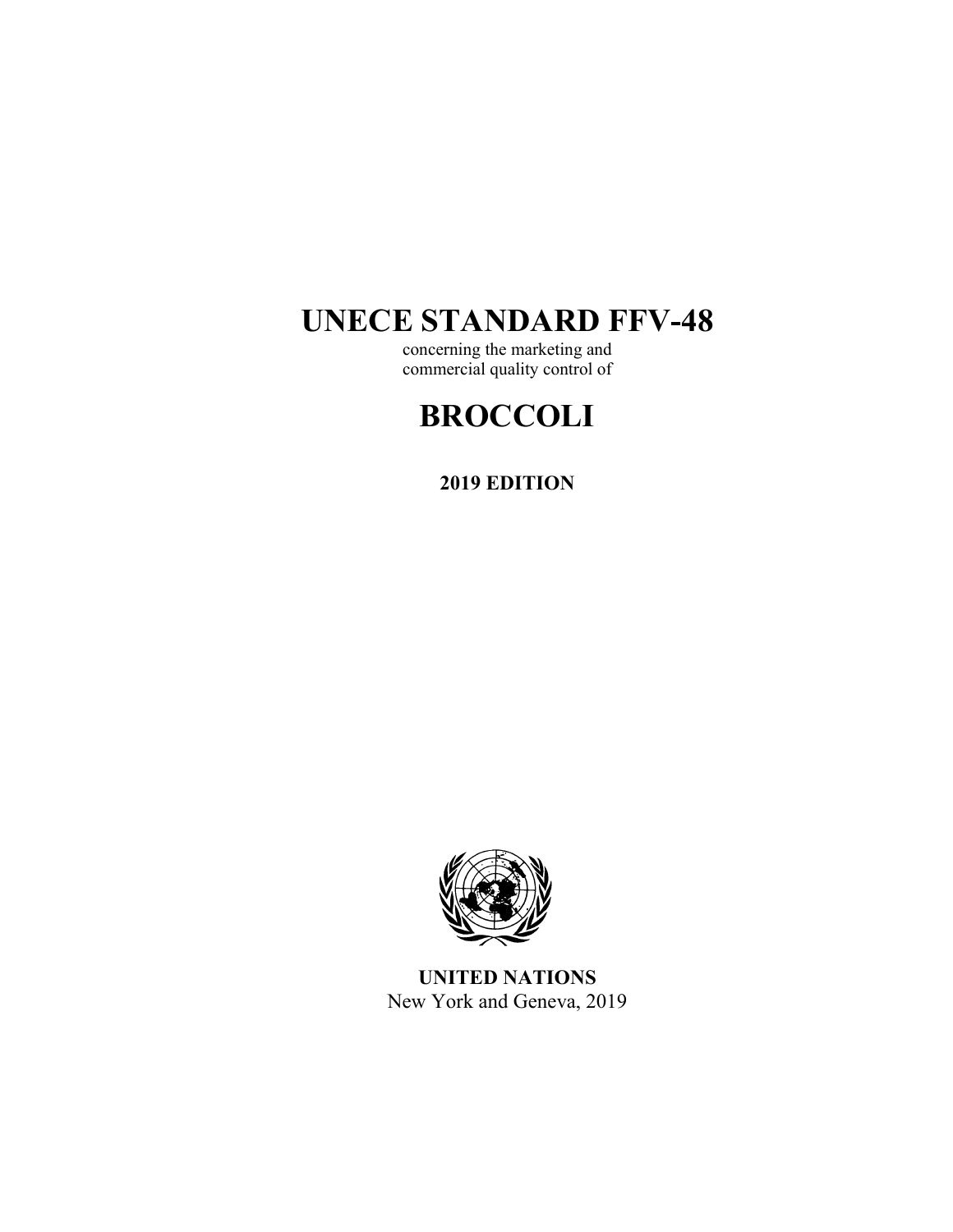# UNECE STANDARD FFV-48

concerning the marketing and commercial quality control of

# BROCCOLI

**2019 EDITION**

**UNITED NATIONS**
New York and Geneva, 2019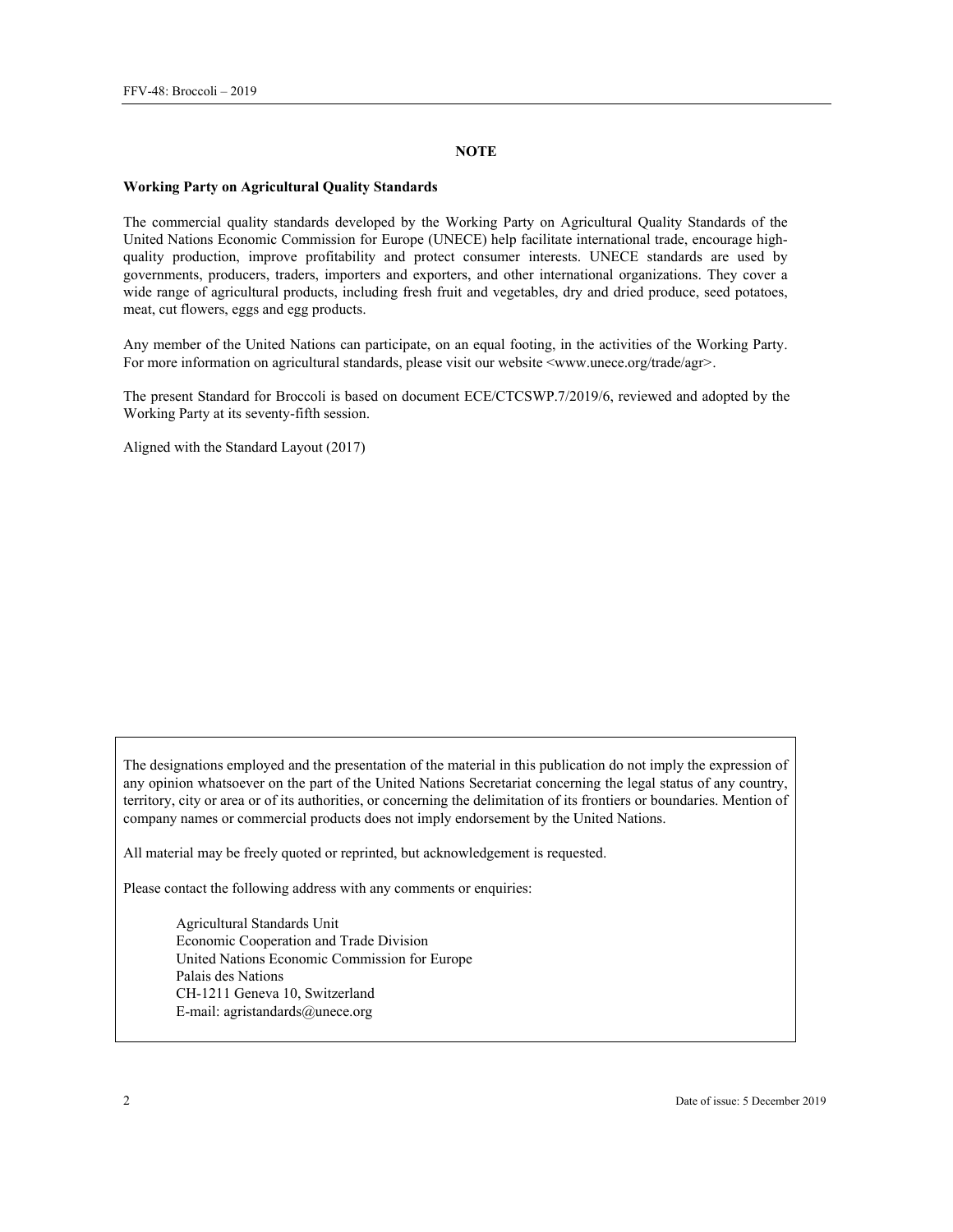## NOTE

**Working Party on Agricultural Quality Standards**

The commercial quality standards developed by the Working Party on Agricultural Quality Standards of the United Nations Economic Commission for Europe (UNECE) help facilitate international trade, encourage high-quality production, improve profitability and protect consumer interests. UNECE standards are used by governments, producers, traders, importers and exporters, and other international organizations. They cover a wide range of agricultural products, including fresh fruit and vegetables, dry and dried produce, seed potatoes, meat, cut flowers, eggs and egg products.

Any member of the United Nations can participate, on an equal footing, in the activities of the Working Party. For more information on agricultural standards, please visit our website <www.unece.org/trade/agr>.

The present Standard for Broccoli is based on document ECE/CTCSWP.7/2019/6, reviewed and adopted by the Working Party at its seventy-fifth session.

Aligned with the Standard Layout (2017)

The designations employed and the presentation of the material in this publication do not imply the expression of any opinion whatsoever on the part of the United Nations Secretariat concerning the legal status of any country, territory, city or area or of its authorities, or concerning the delimitation of its frontiers or boundaries. Mention of company names or commercial products does not imply endorsement by the United Nations.

All material may be freely quoted or reprinted, but acknowledgement is requested.

Please contact the following address with any comments or enquiries:

Agricultural Standards Unit  
Economic Cooperation and Trade Division  
United Nations Economic Commission for Europe  
Palais des Nations  
CH-1211 Geneva 10, Switzerland  
E-mail: agristandards@unece.org

Date of issue: 5 December 2019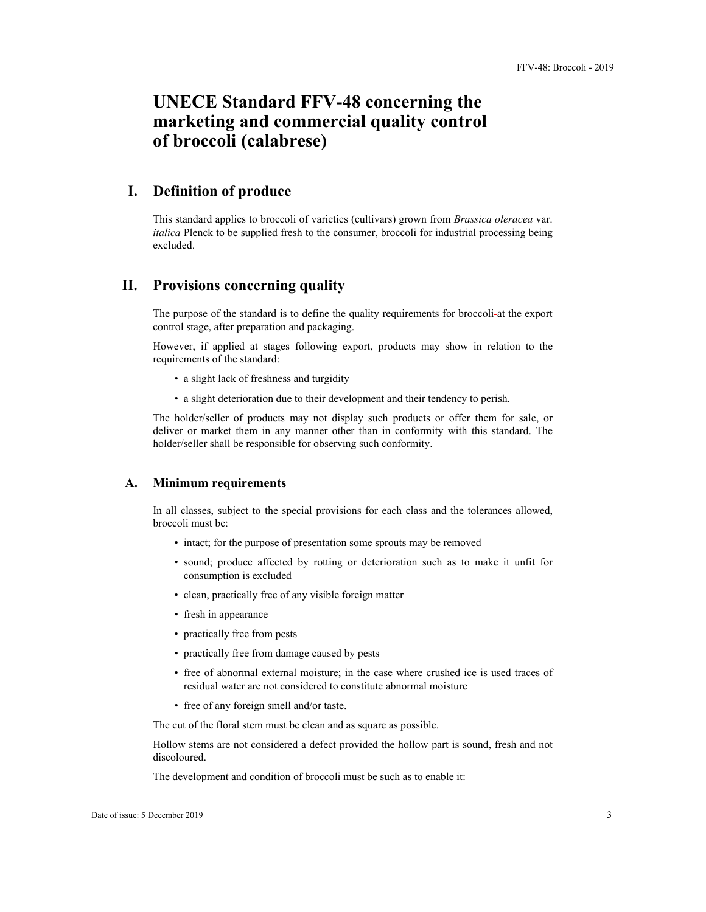# UNECE Standard FFV-48 concerning the marketing and commercial quality control of broccoli (calabrese)

## I. Definition of produce

This standard applies to broccoli of varieties (cultivars) grown from *Brassica oleracea* var. *italica* Plenck to be supplied fresh to the consumer, broccoli for industrial processing being excluded.

## II. Provisions concerning quality

The purpose of the standard is to define the quality requirements for broccoli at the export control stage, after preparation and packaging.

However, if applied at stages following export, products may show in relation to the requirements of the standard:

- a slight lack of freshness and turgidity
- a slight deterioration due to their development and their tendency to perish.

The holder/seller of products may not display such products or offer them for sale, or deliver or market them in any manner other than in conformity with this standard. The holder/seller shall be responsible for observing such conformity.

### A. Minimum requirements

In all classes, subject to the special provisions for each class and the tolerances allowed, broccoli must be:

- intact; for the purpose of presentation some sprouts may be removed
- sound; produce affected by rotting or deterioration such as to make it unfit for consumption is excluded
- clean, practically free of any visible foreign matter
- fresh in appearance
- practically free from pests
- practically free from damage caused by pests
- free of abnormal external moisture; in the case where crushed ice is used traces of residual water are not considered to constitute abnormal moisture
- free of any foreign smell and/or taste.

The cut of the floral stem must be clean and as square as possible.

Hollow stems are not considered a defect provided the hollow part is sound, fresh and not discoloured.

The development and condition of broccoli must be such as to enable it: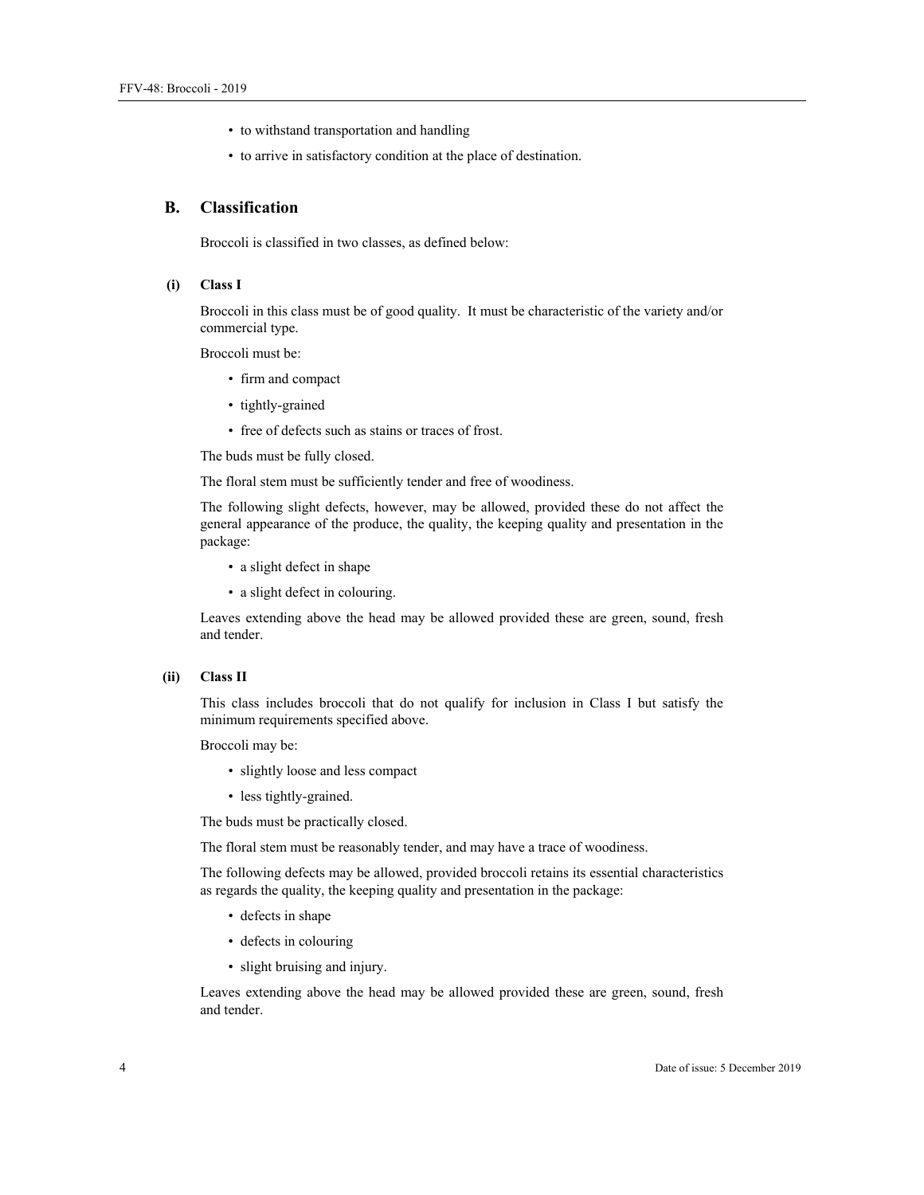- to withstand transportation and handling
- to arrive in satisfactory condition at the place of destination.

## B. Classification

Broccoli is classified in two classes, as defined below:

### (i) Class I

Broccoli in this class must be of good quality. It must be characteristic of the variety and/or commercial type.

Broccoli must be:

- firm and compact
- tightly-grained
- free of defects such as stains or traces of frost.

The buds must be fully closed.

The floral stem must be sufficiently tender and free of woodiness.

The following slight defects, however, may be allowed, provided these do not affect the general appearance of the produce, the quality, the keeping quality and presentation in the package:

- a slight defect in shape
- a slight defect in colouring.

Leaves extending above the head may be allowed provided these are green, sound, fresh and tender.

### (ii) Class II

This class includes broccoli that do not qualify for inclusion in Class I but satisfy the minimum requirements specified above.

Broccoli may be:

- slightly loose and less compact
- less tightly-grained.

The buds must be practically closed.

The floral stem must be reasonably tender, and may have a trace of woodiness.

The following defects may be allowed, provided broccoli retains its essential characteristics as regards the quality, the keeping quality and presentation in the package:

- defects in shape
- defects in colouring
- slight bruising and injury.

Leaves extending above the head may be allowed provided these are green, sound, fresh and tender.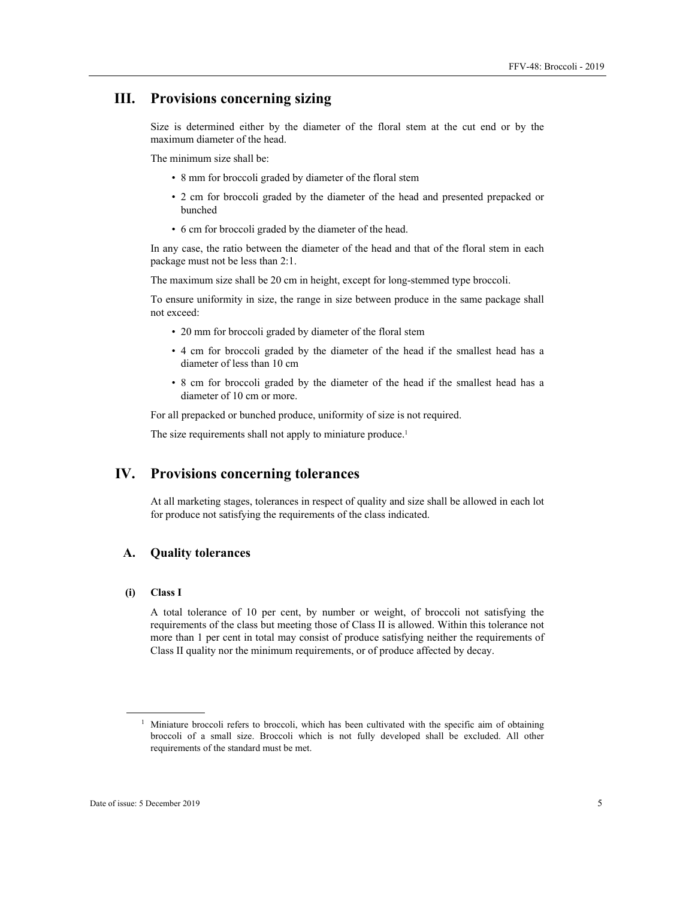## III. Provisions concerning sizing

Size is determined either by the diameter of the floral stem at the cut end or by the maximum diameter of the head.

The minimum size shall be:

- 8 mm for broccoli graded by diameter of the floral stem
- 2 cm for broccoli graded by the diameter of the head and presented prepacked or bunched
- 6 cm for broccoli graded by the diameter of the head.

In any case, the ratio between the diameter of the head and that of the floral stem in each package must not be less than 2:1.

The maximum size shall be 20 cm in height, except for long-stemmed type broccoli.

To ensure uniformity in size, the range in size between produce in the same package shall not exceed:

- 20 mm for broccoli graded by diameter of the floral stem
- 4 cm for broccoli graded by the diameter of the head if the smallest head has a diameter of less than 10 cm
- 8 cm for broccoli graded by the diameter of the head if the smallest head has a diameter of 10 cm or more.

For all prepacked or bunched produce, uniformity of size is not required.

The size requirements shall not apply to miniature produce.[1]

## IV. Provisions concerning tolerances

At all marketing stages, tolerances in respect of quality and size shall be allowed in each lot for produce not satisfying the requirements of the class indicated.

### A. Quality tolerances

#### (i) Class I

A total tolerance of 10 per cent, by number or weight, of broccoli not satisfying the requirements of the class but meeting those of Class II is allowed. Within this tolerance not more than 1 per cent in total may consist of produce satisfying neither the requirements of Class II quality nor the minimum requirements, or of produce affected by decay.

[1] Miniature broccoli refers to broccoli, which has been cultivated with the specific aim of obtaining broccoli of a small size. Broccoli which is not fully developed shall be excluded. All other requirements of the standard must be met.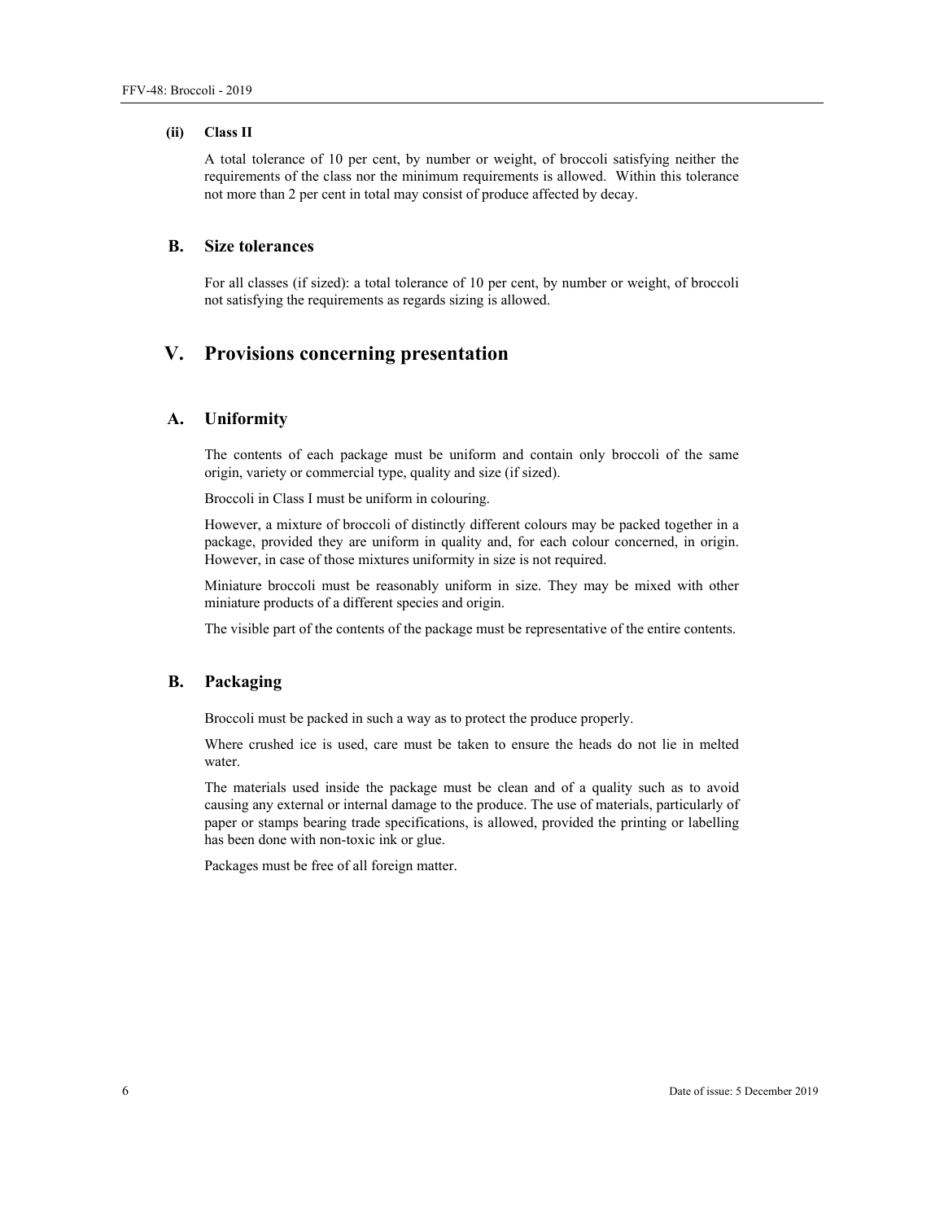#### (ii) Class II

A total tolerance of 10 per cent, by number or weight, of broccoli satisfying neither the requirements of the class nor the minimum requirements is allowed. Within this tolerance not more than 2 per cent in total may consist of produce affected by decay.

### B. Size tolerances

For all classes (if sized): a total tolerance of 10 per cent, by number or weight, of broccoli not satisfying the requirements as regards sizing is allowed.

## V. Provisions concerning presentation

### A. Uniformity

The contents of each package must be uniform and contain only broccoli of the same origin, variety or commercial type, quality and size (if sized).

Broccoli in Class I must be uniform in colouring.

However, a mixture of broccoli of distinctly different colours may be packed together in a package, provided they are uniform in quality and, for each colour concerned, in origin. However, in case of those mixtures uniformity in size is not required.

Miniature broccoli must be reasonably uniform in size. They may be mixed with other miniature products of a different species and origin.

The visible part of the contents of the package must be representative of the entire contents.

### B. Packaging

Broccoli must be packed in such a way as to protect the produce properly.

Where crushed ice is used, care must be taken to ensure the heads do not lie in melted water.

The materials used inside the package must be clean and of a quality such as to avoid causing any external or internal damage to the produce. The use of materials, particularly of paper or stamps bearing trade specifications, is allowed, provided the printing or labelling has been done with non-toxic ink or glue.

Packages must be free of all foreign matter.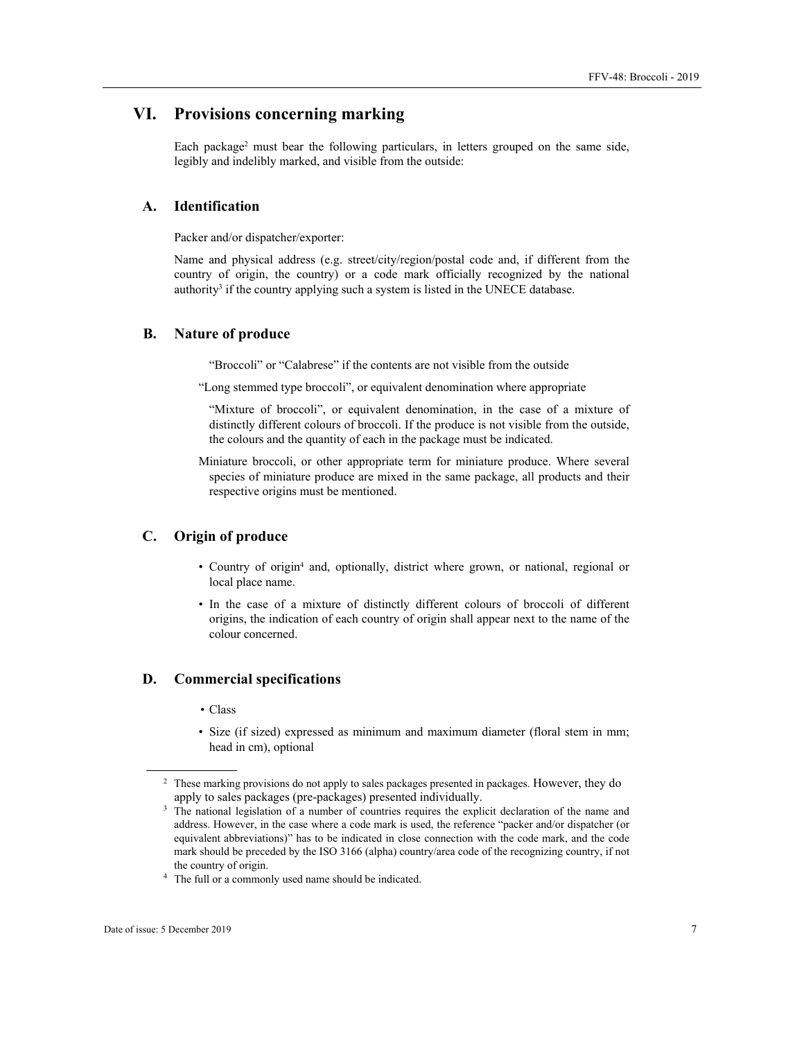# VI. Provisions concerning marking

Each package[2] must bear the following particulars, in letters grouped on the same side, legibly and indelibly marked, and visible from the outside:

## A. Identification

Packer and/or dispatcher/exporter:

Name and physical address (e.g. street/city/region/postal code and, if different from the country of origin, the country) or a code mark officially recognized by the national authority[3] if the country applying such a system is listed in the UNECE database.

## B. Nature of produce

"Broccoli" or "Calabrese" if the contents are not visible from the outside

"Long stemmed type broccoli", or equivalent denomination where appropriate

"Mixture of broccoli", or equivalent denomination, in the case of a mixture of distinctly different colours of broccoli. If the produce is not visible from the outside, the colours and the quantity of each in the package must be indicated.

Miniature broccoli, or other appropriate term for miniature produce. Where several species of miniature produce are mixed in the same package, all products and their respective origins must be mentioned.

## C. Origin of produce

- Country of origin[4] and, optionally, district where grown, or national, regional or local place name.
- In the case of a mixture of distinctly different colours of broccoli of different origins, the indication of each country of origin shall appear next to the name of the colour concerned.

## D. Commercial specifications

- Class
- Size (if sized) expressed as minimum and maximum diameter (floral stem in mm; head in cm), optional

---

[2] These marking provisions do not apply to sales packages presented in packages. However, they do apply to sales packages (pre-packages) presented individually.

[3] The national legislation of a number of countries requires the explicit declaration of the name and address. However, in the case where a code mark is used, the reference "packer and/or dispatcher (or equivalent abbreviations)" has to be indicated in close connection with the code mark, and the code mark should be preceded by the ISO 3166 (alpha) country/area code of the recognizing country, if not the country of origin.

[4] The full or a commonly used name should be indicated.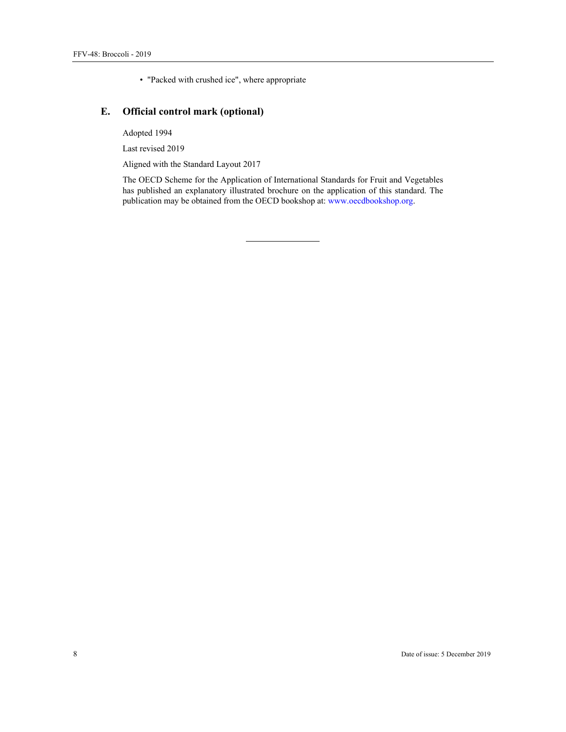- "Packed with crushed ice", where appropriate

## E. Official control mark (optional)

Adopted 1994

Last revised 2019

Aligned with the Standard Layout 2017

The OECD Scheme for the Application of International Standards for Fruit and Vegetables has published an explanatory illustrated brochure on the application of this standard. The publication may be obtained from the OECD bookshop at: www.oecdbookshop.org.

---